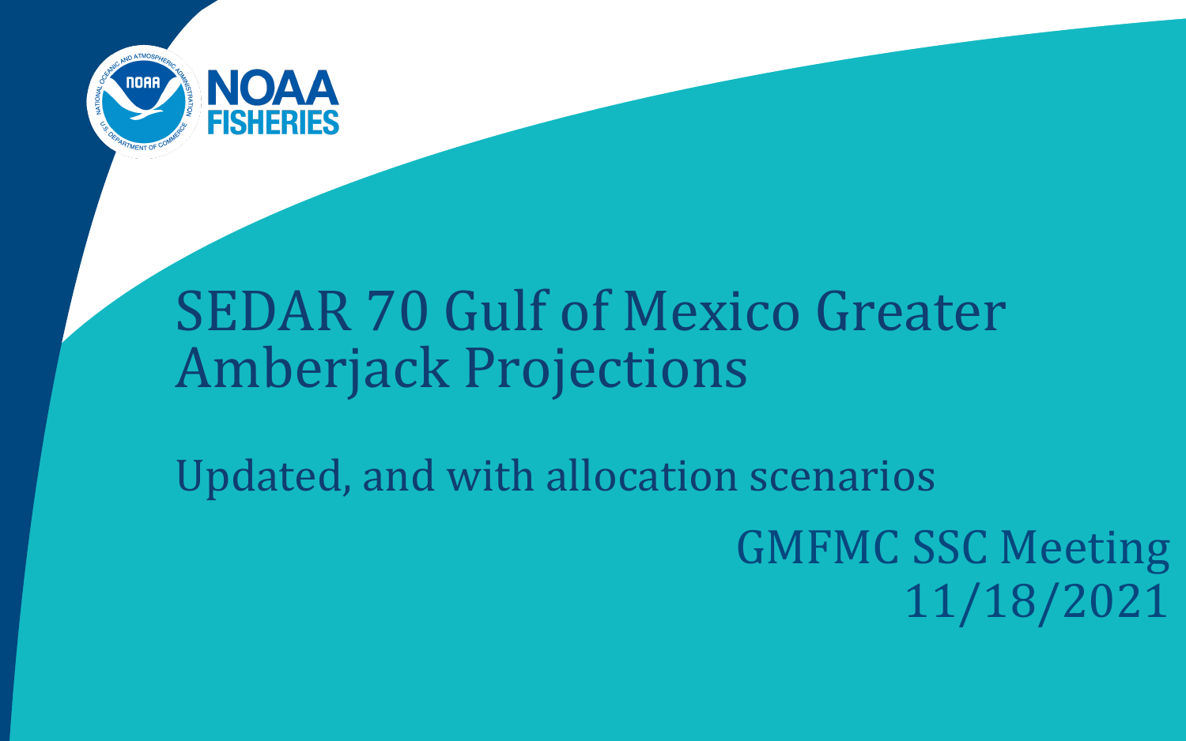NOAA FISHERIES

# SEDAR 70 Gulf of Mexico Greater Amberjack Projections

## Updated, and with allocation scenarios

GMFMC SSC Meeting
11/18/2021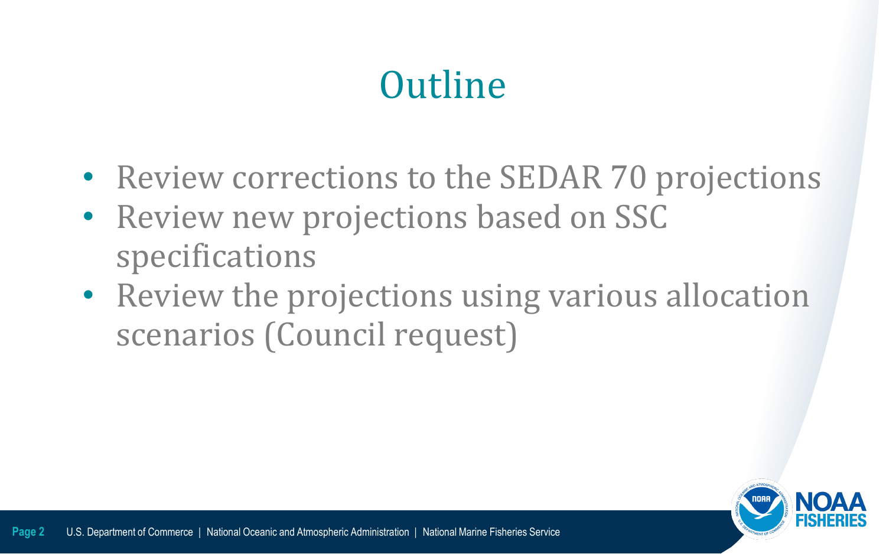# Outline

- Review corrections to the SEDAR 70 projections
- Review new projections based on SSC specifications
- Review the projections using various allocation scenarios (Council request)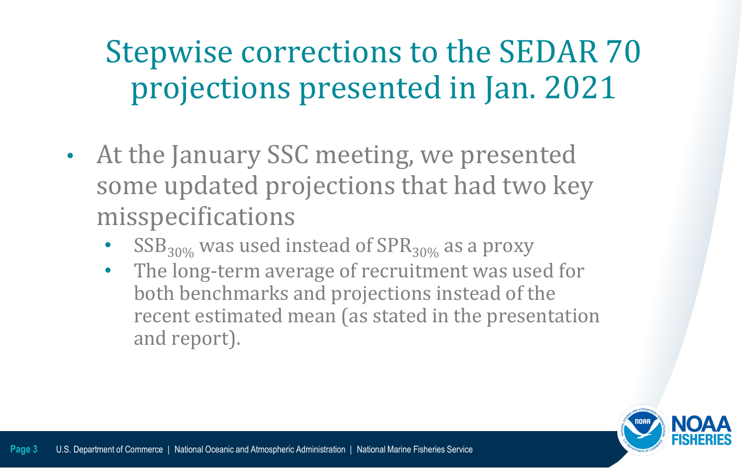# Stepwise corrections to the SEDAR 70 projections presented in Jan. 2021

- At the January SSC meeting, we presented some updated projections that had two key misspecifications
  - $SSB_{30\%}$ was used instead of $SPR_{30\%}$ as a proxy
  - The long-term average of recruitment was used for both benchmarks and projections instead of the recent estimated mean (as stated in the presentation and report).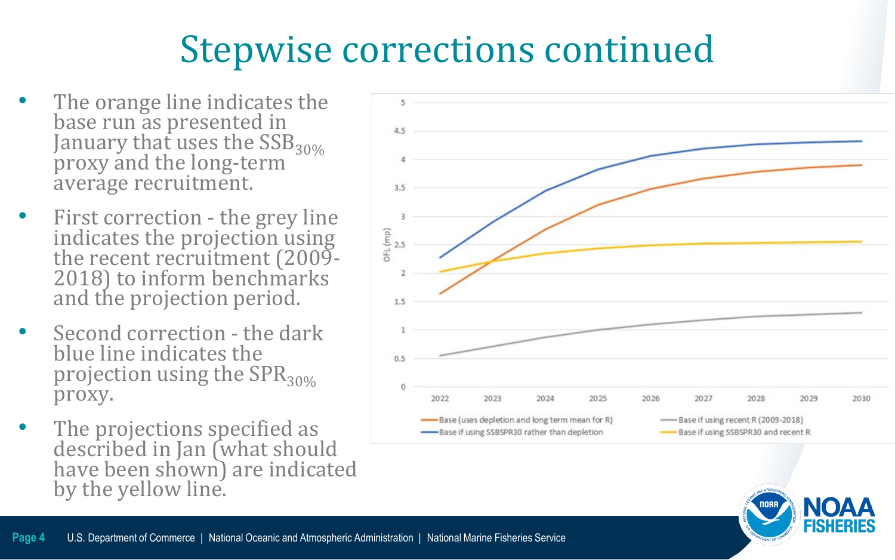# Stepwise corrections continued

- The orange line indicates the base run as presented in January that uses the $SSB_{30\%}$ proxy and the long-term average recruitment.
- First correction - the grey line indicates the projection using the recent recruitment (2009-2018) to inform benchmarks and the projection period.
- Second correction - the dark blue line indicates the projection using the $SPR_{30\%}$ proxy.
- The projections specified as described in Jan (what should have been shown) are indicated by the yellow line.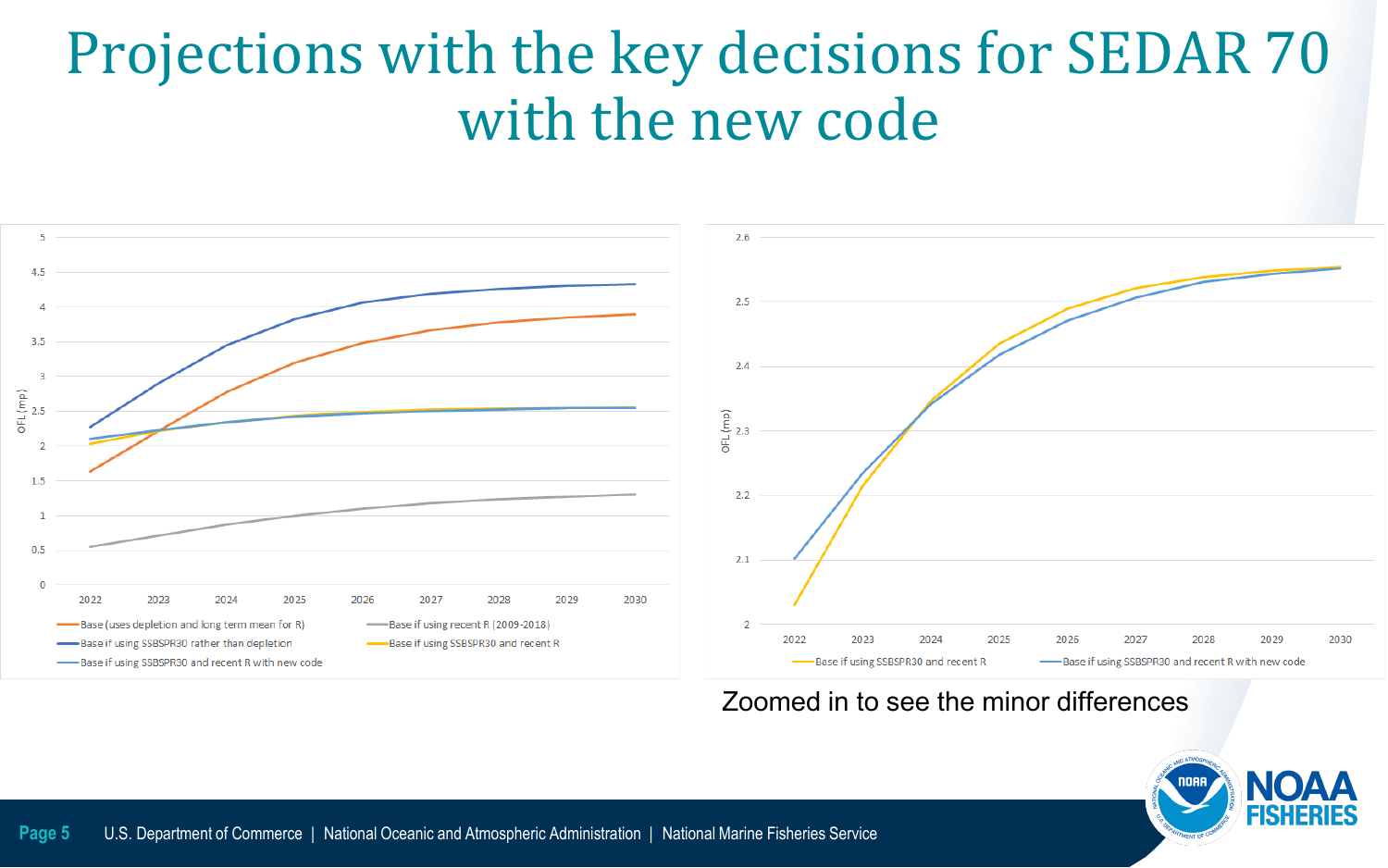# Projections with the key decisions for SEDAR 70 with the new code

OFL (mp)

Legend (left chart):
- Base (uses depletion and long term mean for R)
- Base if using recent R (2009-2018)
- Base if using SSBSPR30 rather than depletion
- Base if using SSBSPR30 and recent R
- Base if using SSBSPR30 and recent R with new code

Legend (right chart):
- Base if using SSBSPR30 and recent R
- Base if using SSBSPR30 and recent R with new code

Zoomed in to see the minor differences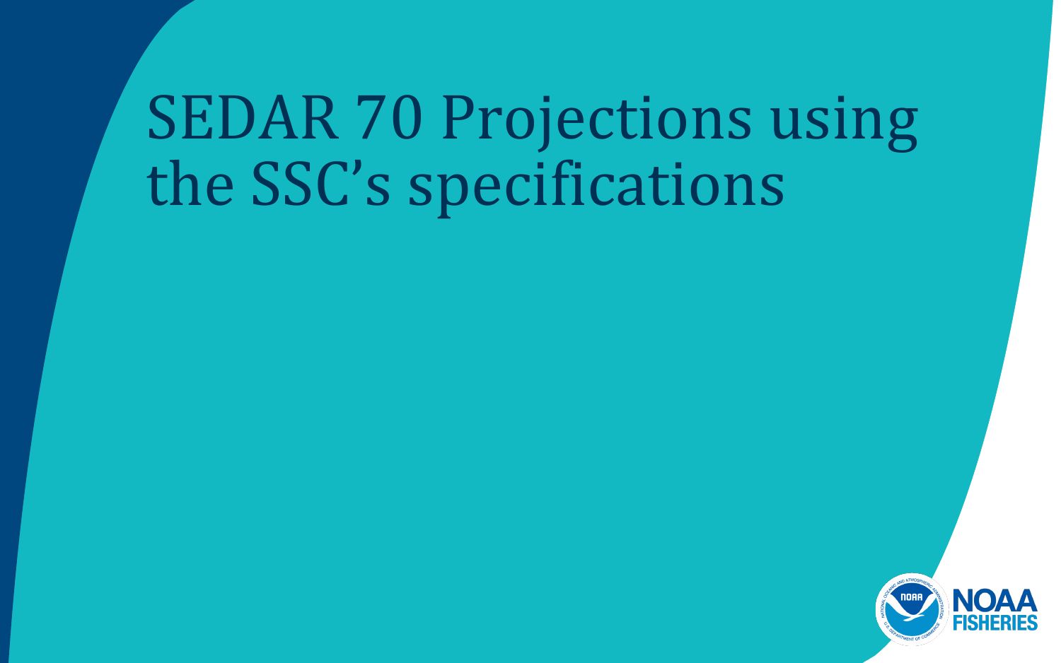# SEDAR 70 Projections using the SSC's specifications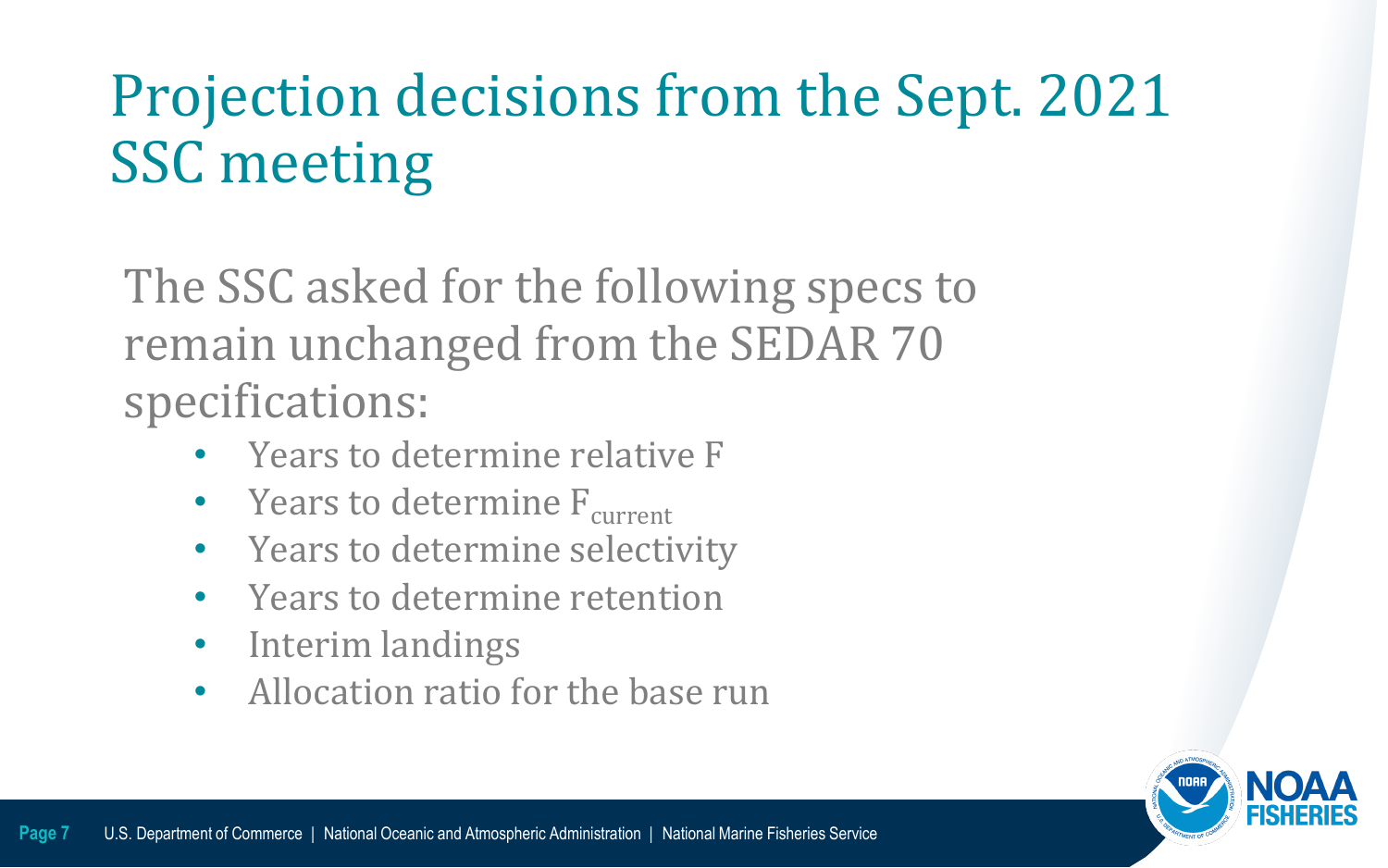# Projection decisions from the Sept. 2021 SSC meeting

The SSC asked for the following specs to remain unchanged from the SEDAR 70 specifications:

- Years to determine relative F
- Years to determine $F_{current}$
- Years to determine selectivity
- Years to determine retention
- Interim landings
- Allocation ratio for the base run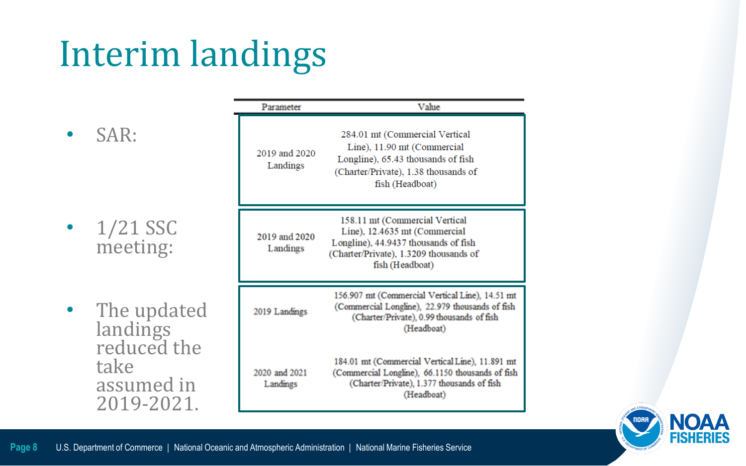# Interim landings

- SAR:
- 1/21 SSC meeting:
- The updated landings reduced the take assumed in 2019-2021.

| Parameter | Value |
|---|---|
| 2019 and 2020 Landings | 284.01 mt (Commercial Vertical Line), 11.90 mt (Commercial Longline), 65.43 thousands of fish (Charter/Private), 1.38 thousands of fish (Headboat) |
| 2019 and 2020 Landings | 158.11 mt (Commercial Vertical Line), 12.4635 mt (Commercial Longline), 44.9437 thousands of fish (Charter/Private), 1.3209 thousands of fish (Headboat) |
| 2019 Landings | 156.907 mt (Commercial Vertical Line), 14.51 mt (Commercial Longline), 22.979 thousands of fish (Charter/Private), 0.99 thousands of fish (Headboat) |
| 2020 and 2021 Landings | 184.01 mt (Commercial Vertical Line), 11.891 mt (Commercial Longline), 66.1150 thousands of fish (Charter/Private), 1.377 thousands of fish (Headboat) |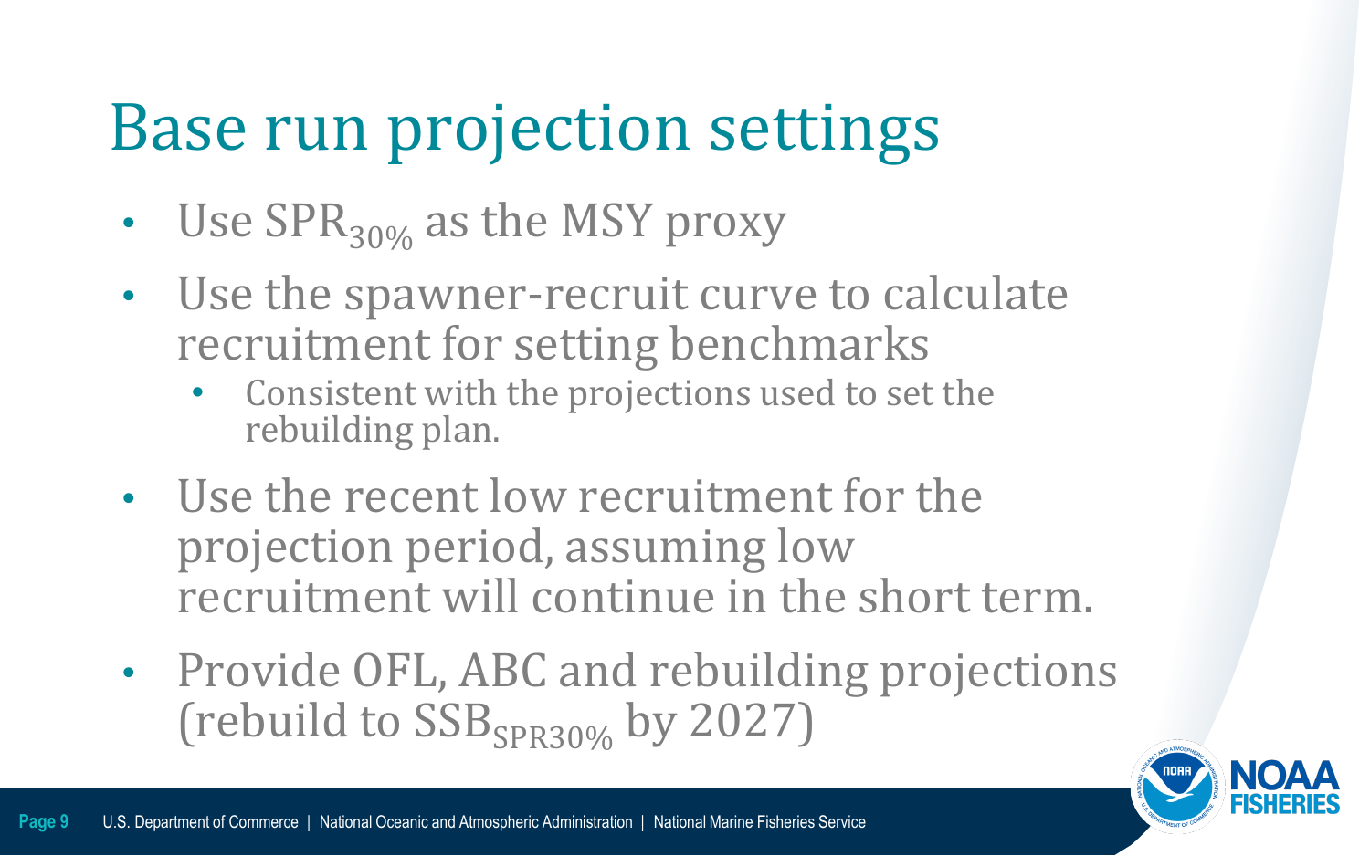# Base run projection settings

- Use $SPR_{30\%}$ as the MSY proxy
- Use the spawner-recruit curve to calculate recruitment for setting benchmarks
  - Consistent with the projections used to set the rebuilding plan.
- Use the recent low recruitment for the projection period, assuming low recruitment will continue in the short term.
- Provide OFL, ABC and rebuilding projections (rebuild to $SSB_{SPR30\%}$ by 2027)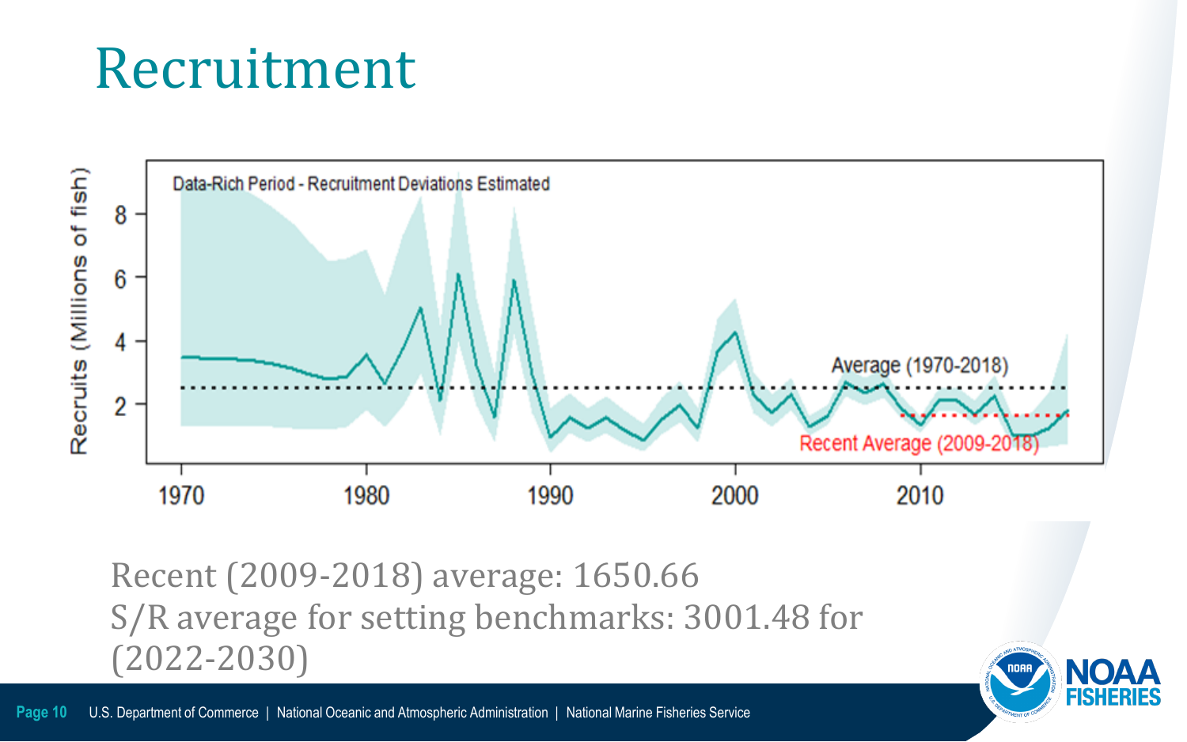# Recruitment

Recent (2009-2018) average: 1650.66
S/R average for setting benchmarks: 3001.48 for (2022-2030)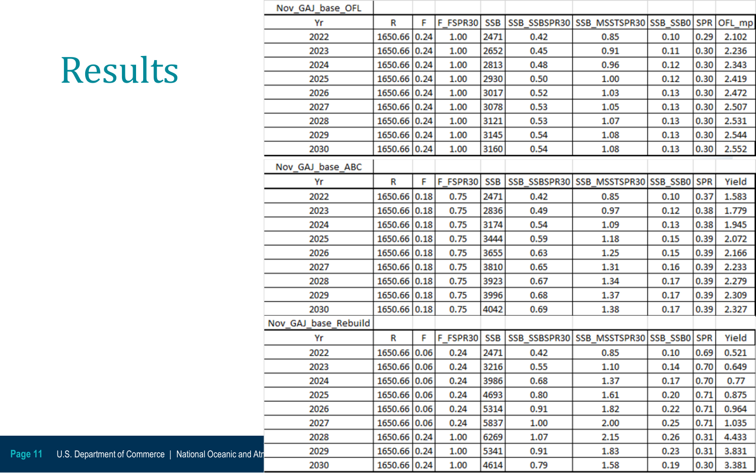# Results

**Nov_GAJ_base_OFL**

| Yr | R | F | F_FSPR30 | SSB | SSB_SSBSPR30 | SSB_MSSTSPR30 | SSB_SSB0 | SPR | OFL_mp |
|---|---|---|---|---|---|---|---|---|---|
| 2022 | 1650.66 | 0.24 | 1.00 | 2471 | 0.42 | 0.85 | 0.10 | 0.29 | 2.102 |
| 2023 | 1650.66 | 0.24 | 1.00 | 2652 | 0.45 | 0.91 | 0.11 | 0.30 | 2.236 |
| 2024 | 1650.66 | 0.24 | 1.00 | 2813 | 0.48 | 0.96 | 0.12 | 0.30 | 2.343 |
| 2025 | 1650.66 | 0.24 | 1.00 | 2930 | 0.50 | 1.00 | 0.12 | 0.30 | 2.419 |
| 2026 | 1650.66 | 0.24 | 1.00 | 3017 | 0.52 | 1.03 | 0.13 | 0.30 | 2.472 |
| 2027 | 1650.66 | 0.24 | 1.00 | 3078 | 0.53 | 1.05 | 0.13 | 0.30 | 2.507 |
| 2028 | 1650.66 | 0.24 | 1.00 | 3121 | 0.53 | 1.07 | 0.13 | 0.30 | 2.531 |
| 2029 | 1650.66 | 0.24 | 1.00 | 3145 | 0.54 | 1.08 | 0.13 | 0.30 | 2.544 |
| 2030 | 1650.66 | 0.24 | 1.00 | 3160 | 0.54 | 1.08 | 0.13 | 0.30 | 2.552 |

**Nov_GAJ_base_ABC**

| Yr | R | F | F_FSPR30 | SSB | SSB_SSBSPR30 | SSB_MSSTSPR30 | SSB_SSB0 | SPR | Yield |
|---|---|---|---|---|---|---|---|---|---|
| 2022 | 1650.66 | 0.18 | 0.75 | 2471 | 0.42 | 0.85 | 0.10 | 0.37 | 1.583 |
| 2023 | 1650.66 | 0.18 | 0.75 | 2836 | 0.49 | 0.97 | 0.12 | 0.38 | 1.779 |
| 2024 | 1650.66 | 0.18 | 0.75 | 3174 | 0.54 | 1.09 | 0.13 | 0.38 | 1.945 |
| 2025 | 1650.66 | 0.18 | 0.75 | 3444 | 0.59 | 1.18 | 0.15 | 0.39 | 2.072 |
| 2026 | 1650.66 | 0.18 | 0.75 | 3655 | 0.63 | 1.25 | 0.15 | 0.39 | 2.166 |
| 2027 | 1650.66 | 0.18 | 0.75 | 3810 | 0.65 | 1.31 | 0.16 | 0.39 | 2.233 |
| 2028 | 1650.66 | 0.18 | 0.75 | 3923 | 0.67 | 1.34 | 0.17 | 0.39 | 2.279 |
| 2029 | 1650.66 | 0.18 | 0.75 | 3996 | 0.68 | 1.37 | 0.17 | 0.39 | 2.309 |
| 2030 | 1650.66 | 0.18 | 0.75 | 4042 | 0.69 | 1.38 | 0.17 | 0.39 | 2.327 |

**Nov_GAJ_base_Rebuild**

| Yr | R | F | F_FSPR30 | SSB | SSB_SSBSPR30 | SSB_MSSTSPR30 | SSB_SSB0 | SPR | Yield |
|---|---|---|---|---|---|---|---|---|---|
| 2022 | 1650.66 | 0.06 | 0.24 | 2471 | 0.42 | 0.85 | 0.10 | 0.69 | 0.521 |
| 2023 | 1650.66 | 0.06 | 0.24 | 3216 | 0.55 | 1.10 | 0.14 | 0.70 | 0.649 |
| 2024 | 1650.66 | 0.06 | 0.24 | 3986 | 0.68 | 1.37 | 0.17 | 0.70 | 0.77 |
| 2025 | 1650.66 | 0.06 | 0.24 | 4693 | 0.80 | 1.61 | 0.20 | 0.71 | 0.875 |
| 2026 | 1650.66 | 0.06 | 0.24 | 5314 | 0.91 | 1.82 | 0.22 | 0.71 | 0.964 |
| 2027 | 1650.66 | 0.06 | 0.24 | 5837 | 1.00 | 2.00 | 0.25 | 0.71 | 1.035 |
| 2028 | 1650.66 | 0.24 | 1.00 | 6269 | 1.07 | 2.15 | 0.26 | 0.31 | 4.433 |
| 2029 | 1650.66 | 0.24 | 1.00 | 5341 | 0.91 | 1.83 | 0.23 | 0.31 | 3.831 |
| 2030 | 1650.66 | 0.24 | 1.00 | 4614 | 0.79 | 1.58 | 0.19 | 0.30 | 3.381 |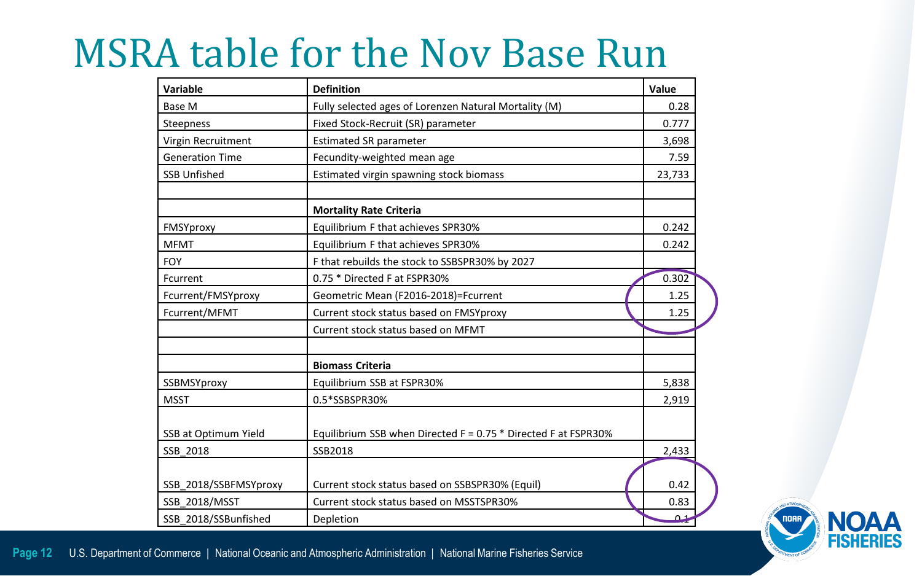# MSRA table for the Nov Base Run

| Variable | Definition | Value |
|---|---|---|
| Base M | Fully selected ages of Lorenzen Natural Mortality (M) | 0.28 |
| Steepness | Fixed Stock-Recruit (SR) parameter | 0.777 |
| Virgin Recruitment | Estimated SR parameter | 3,698 |
| Generation Time | Fecundity-weighted mean age | 7.59 |
| SSB Unfished | Estimated virgin spawning stock biomass | 23,733 |
| | | |
| | **Mortality Rate Criteria** | |
| FMSYproxy | Equilibrium F that achieves SPR30% | 0.242 |
| MFMT | Equilibrium F that achieves SPR30% | 0.242 |
| FOY | F that rebuilds the stock to SSBSPR30% by 2027 | |
| Fcurrent | 0.75 * Directed F at FSPR30% | 0.302 |
| Fcurrent/FMSYproxy | Geometric Mean (F2016-2018)=Fcurrent | 1.25 |
| Fcurrent/MFMT | Current stock status based on FMSYproxy | 1.25 |
| | Current stock status based on MFMT | |
| | | |
| | **Biomass Criteria** | |
| SSBMSYproxy | Equilibrium SSB at FSPR30% | 5,838 |
| MSST | 0.5*SSBSPR30% | 2,919 |
| SSB at Optimum Yield | Equilibrium SSB when Directed F = 0.75 * Directed F at FSPR30% | |
| SSB_2018 | SSB2018 | 2,433 |
| SSB_2018/SSBFMSYproxy | Current stock status based on SSBSPR30% (Equil) | 0.42 |
| SSB_2018/MSST | Current stock status based on MSSTSPR30% | 0.83 |
| SSB_2018/SSBunfished | Depletion | 0.1 |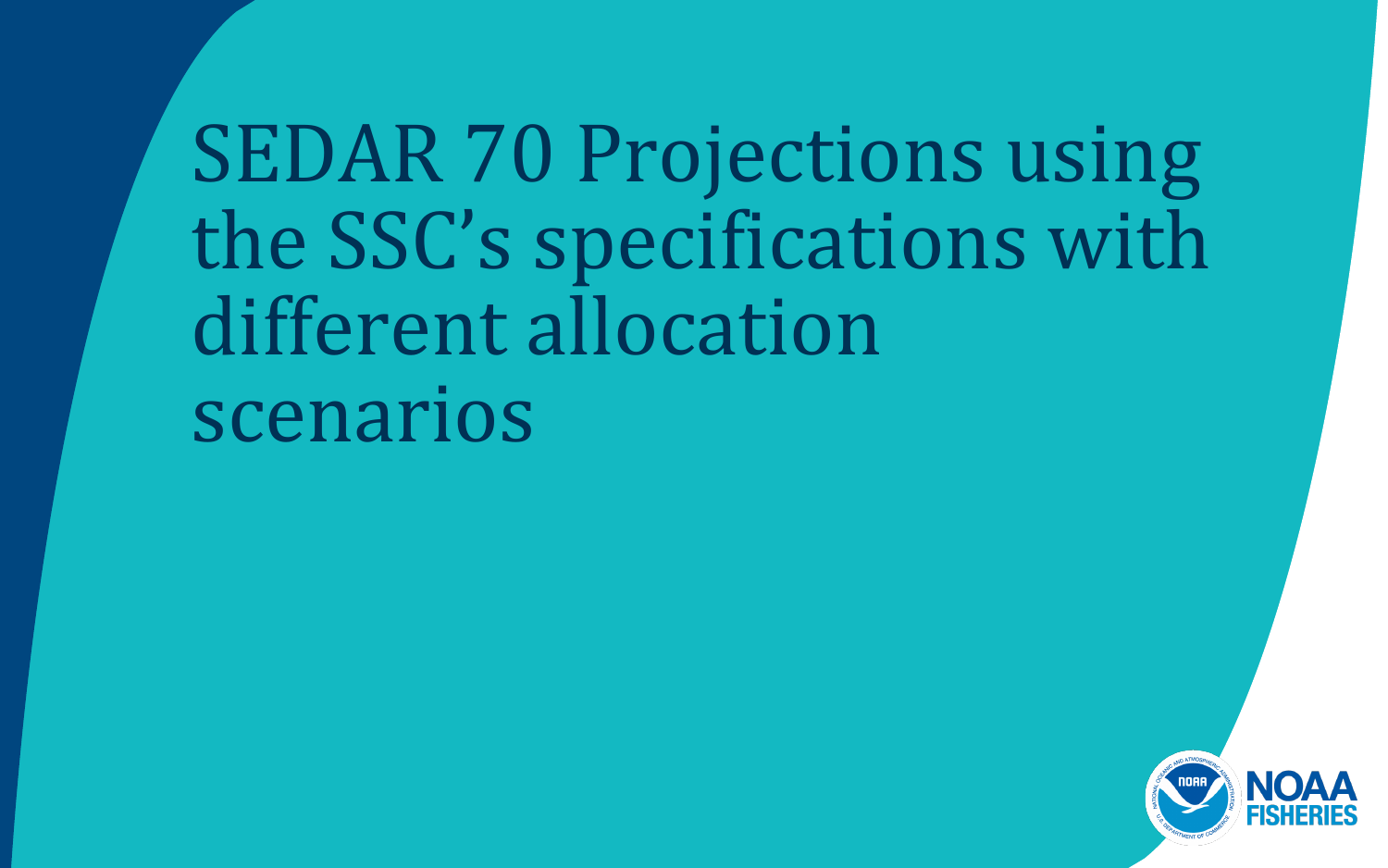# SEDAR 70 Projections using the SSC's specifications with different allocation scenarios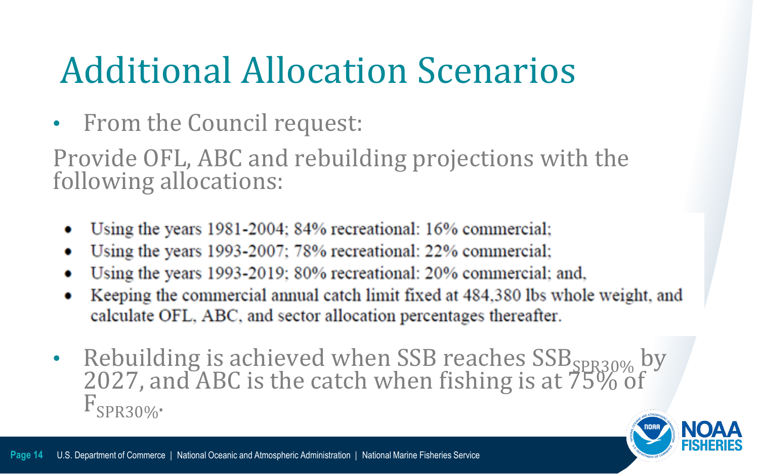# Additional Allocation Scenarios

- From the Council request:

Provide OFL, ABC and rebuilding projections with the following allocations:

- Using the years 1981-2004; 84% recreational: 16% commercial;
- Using the years 1993-2007; 78% recreational: 22% commercial;
- Using the years 1993-2019; 80% recreational: 20% commercial; and,
- Keeping the commercial annual catch limit fixed at 484,380 lbs whole weight, and calculate OFL, ABC, and sector allocation percentages thereafter.

- Rebuilding is achieved when SSB reaches $SSB_{SPR30\%}$ by 2027, and ABC is the catch when fishing is at 75% of $F_{SPR30\%}$.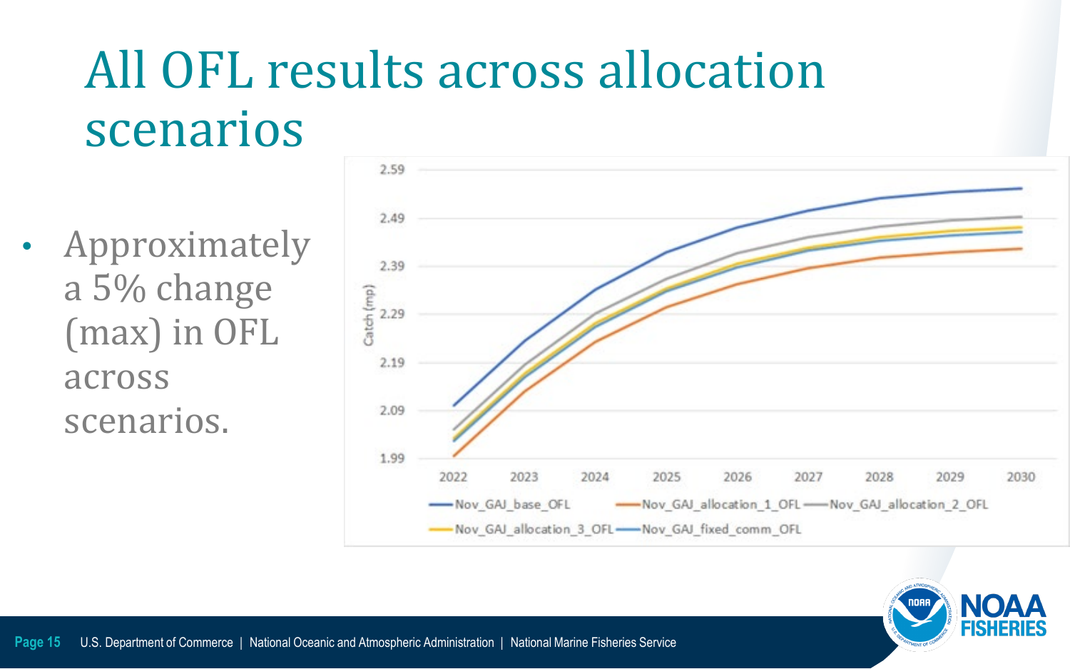# All OFL results across allocation scenarios

- Approximately a 5% change (max) in OFL across scenarios.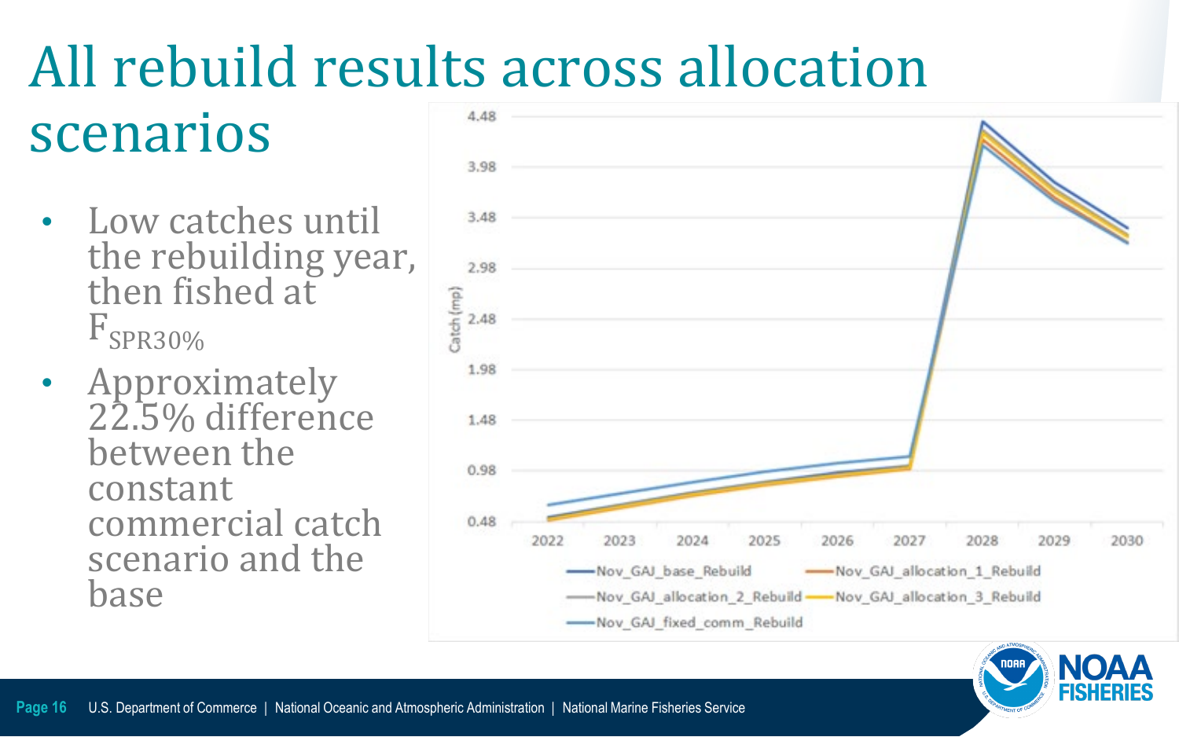# All rebuild results across allocation scenarios

- Low catches until the rebuilding year, then fished at $F_{SPR30\%}$
- Approximately 22.5% difference between the constant commercial catch scenario and the base

4.48
3.98
3.48
2.98
2.48
1.98
1.48
0.98
0.48

Catch (mp)

2022 2023 2024 2025 2026 2027 2028 2029 2030

Nov_GAJ_base_Rebuild
Nov_GAJ_allocation_1_Rebuild
Nov_GAJ_allocation_2_Rebuild
Nov_GAJ_allocation_3_Rebuild
Nov_GAJ_fixed_comm_Rebuild